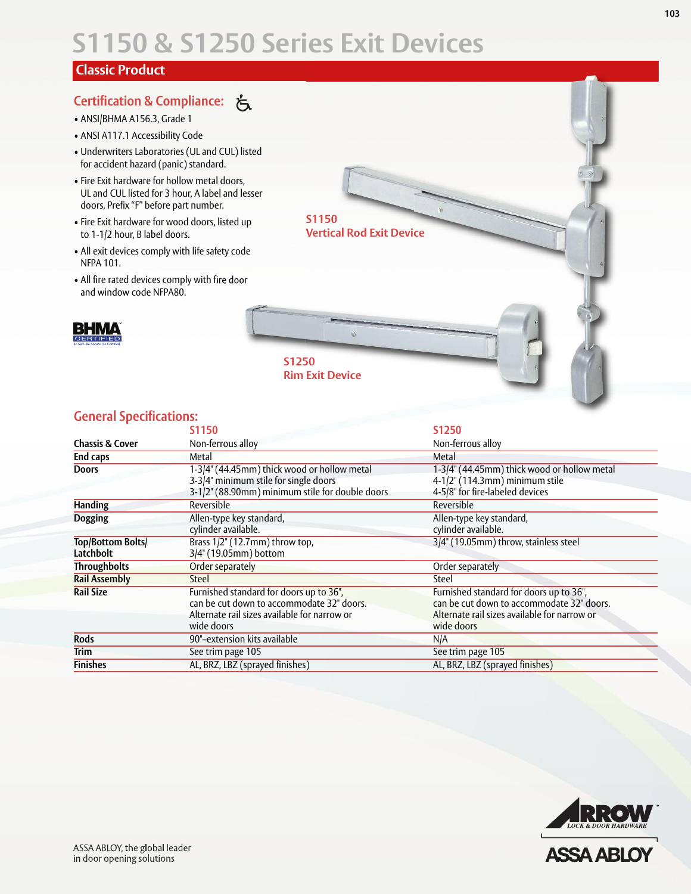# S1150 & S1250 Series Exit Devices

## Classic Product

### Certification & Compliance:

- ANSI/BHMA A156.3, Grade 1
- ANSI A117.1 Accessibility Code
- Underwriters Laboratories (UL and CUL) listed for accident hazard (panic) standard.
- Fire Exit hardware for hollow metal doors, UL and CUL listed for 3 hour, A label and lesser doors, Prefix "F" before part number.
- Fire Exit hardware for wood doors, listed up to 1-1/2 hour, B label doors.
- All exit devices comply with life safety code NFPA 101.
- All fire rated devices comply with fire door and window code NFPA80.

**S1150**
**Vertical Rod Exit Device**

**S1250**
**Rim Exit Device**

### General Specifications:

| | S1150 | S1250 |
|---|---|---|
| **Chassis & Cover** | Non-ferrous alloy | Non-ferrous alloy |
| **End caps** | Metal | Metal |
| **Doors** | 1-3/4" (44.45mm) thick wood or hollow metal<br>3-3/4" minimum stile for single doors<br>3-1/2" (88.90mm) minimum stile for double doors | 1-3/4" (44.45mm) thick wood or hollow metal<br>4-1/2" (114.3mm) minimum stile<br>4-5/8" for fire-labeled devices |
| **Handing** | Reversible | Reversible |
| **Dogging** | Allen-type key standard,<br>cylinder available. | Allen-type key standard,<br>cylinder available. |
| **Top/Bottom Bolts/ Latchbolt** | Brass 1/2" (12.7mm) throw top,<br>3/4" (19.05mm) bottom | 3/4" (19.05mm) throw, stainless steel |
| **Throughbolts** | Order separately | Order separately |
| **Rail Assembly** | Steel | Steel |
| **Rail Size** | Furnished standard for doors up to 36",<br>can be cut down to accommodate 32" doors.<br>Alternate rail sizes available for narrow or wide doors | Furnished standard for doors up to 36",<br>can be cut down to accommodate 32" doors.<br>Alternate rail sizes available for narrow or wide doors |
| **Rods** | 90"–extension kits available | N/A |
| **Trim** | See trim page 105 | See trim page 105 |
| **Finishes** | AL, BRZ, LBZ (sprayed finishes) | AL, BRZ, LBZ (sprayed finishes) |

ASSA ABLOY, the global leader in door opening solutions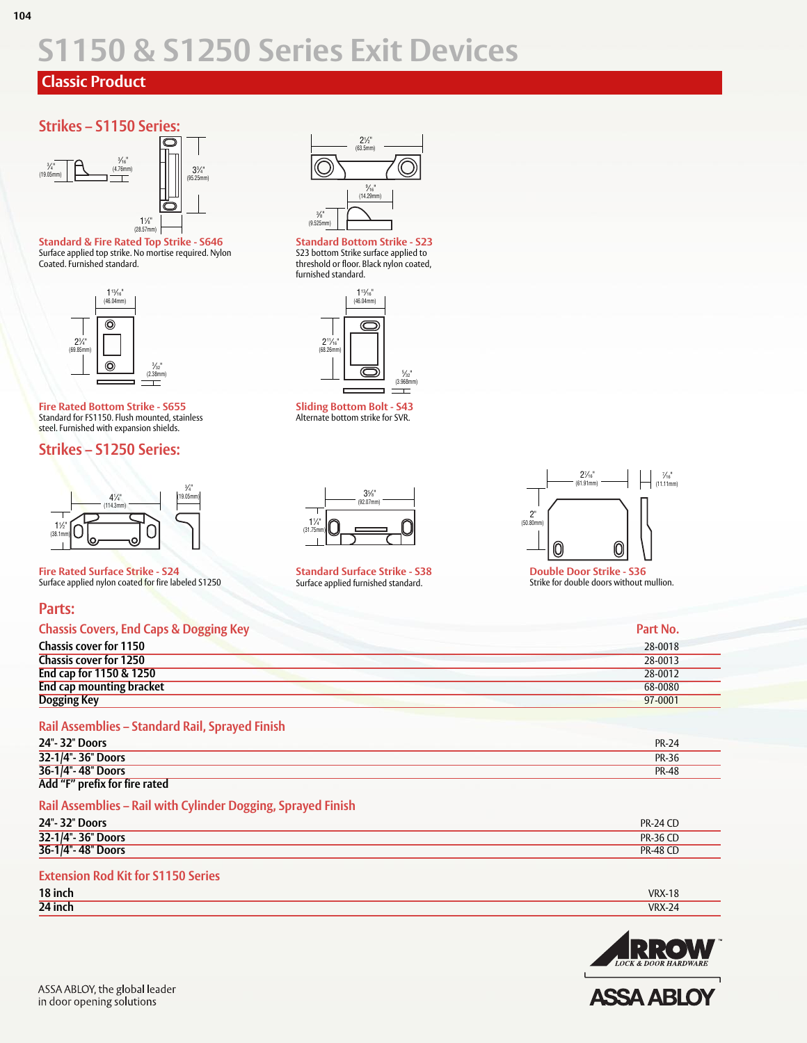# S1150 & S1250 Series Exit Devices

## Classic Product

### Strikes – S1150 Series:

¾" (19.05mm)
$\frac{3}{16}$" (4.76mm)
3¾" (95.25mm)
1⅛" (28.57mm)

**Standard & Fire Rated Top Strike - S646**
Surface applied top strike. No mortise required. Nylon Coated. Furnished standard.

2½" (63.5mm)
$\frac{9}{16}$" (14.29mm)
⅜" (9.525mm)

**Standard Bottom Strike - S23**
S23 bottom Strike surface applied to threshold or floor. Black nylon coated, furnished standard.

$1\frac{13}{16}$" (46.04mm)
2¾" (69.85mm)
$\frac{3}{32}$" (2.38mm)

**Fire Rated Bottom Strike - S655**
Standard for FS1150. Flush mounted, stainless steel. Furnished with expansion shields.

$1\frac{13}{16}$" (46.04mm)
$2\frac{11}{16}$" (68.26mm)
$\frac{5}{32}$" (3.968mm)

**Sliding Bottom Bolt - S43**
Alternate bottom strike for SVR.

### Strikes – S1250 Series:

4½" (114.3mm)
1½" (38.1mm)
¾" (19.05mm)

**Fire Rated Surface Strike - S24**
Surface applied nylon coated for fire labeled S1250

3⅝" (92.07mm)
1¼" (31.75mm)

**Standard Surface Strike - S38**
Surface applied furnished standard.

$2\frac{7}{16}$" (61.91mm)
$\frac{7}{16}$" (11.11mm)
2" (50.80mm)

**Double Door Strike - S36**
Strike for double doors without mullion.

### Parts:

| Chassis Covers, End Caps & Dogging Key | Part No. |
|---|---|
| Chassis cover for 1150 | 28-0018 |
| Chassis cover for 1250 | 28-0013 |
| End cap for 1150 & 1250 | 28-0012 |
| End cap mounting bracket | 68-0080 |
| Dogging Key | 97-0001 |

| Rail Assemblies – Standard Rail, Sprayed Finish | |
|---|---|
| 24"- 32" Doors | PR-24 |
| 32-1/4"- 36" Doors | PR-36 |
| 36-1/4"- 48" Doors | PR-48 |
| Add "F" prefix for fire rated | |

| Rail Assemblies – Rail with Cylinder Dogging, Sprayed Finish | |
|---|---|
| 24"- 32" Doors | PR-24 CD |
| 32-1/4"- 36" Doors | PR-36 CD |
| 36-1/4"- 48" Doors | PR-48 CD |

| Extension Rod Kit for S1150 Series | |
|---|---|
| 18 inch | VRX-18 |
| 24 inch | VRX-24 |

ARROW LOCK & DOOR HARDWARE
ASSA ABLOY

ASSA ABLOY, the global leader in door opening solutions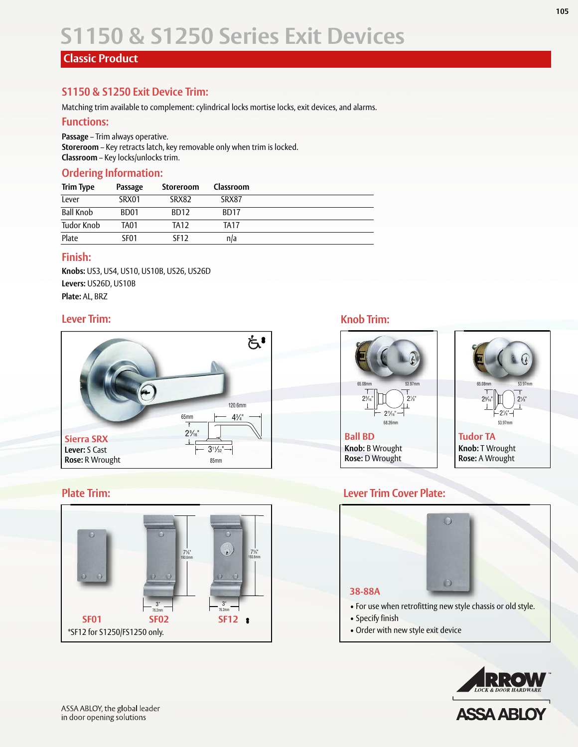# S1150 & S1250 Series Exit Devices

## Classic Product

### S1150 & S1250 Exit Device Trim:

Matching trim available to complement: cylindrical locks mortise locks, exit devices, and alarms.

### Functions:

**Passage** – Trim always operative.
**Storeroom** – Key retracts latch, key removable only when trim is locked.
**Classroom** – Key locks/unlocks trim.

### Ordering Information:

| Trim Type | Passage | Storeroom | Classroom |
|---|---|---|---|
| Lever | SRX01 | SRX82 | SRX87 |
| Ball Knob | BD01 | BD12 | BD17 |
| Tudor Knob | TA01 | TA12 | TA17 |
| Plate | SF01 | SF12 | n/a |

### Finish:

**Knobs:** US3, US4, US10, US10B, US26, US26D
**Levers:** US26D, US10B
**Plate:** AL, BRZ

### Lever Trim:

120.6mm
65mm
4¾"
2$\frac{9}{16}$"
3$\frac{11}{32}$"
85mm

**Sierra SRX**
**Lever:** S Cast
**Rose:** R Wrought

### Knob Trim:

65.08mm
53.97mm
2$\frac{9}{16}$"
2⅛"
2$\frac{11}{16}$"
68.26mm

**Ball BD**
**Knob:** B Wrought
**Rose:** D Wrought

65.08mm
53.97mm
2$\frac{9}{16}$"
2⅛"
2⅛"
53.97mm

**Tudor TA**
**Knob:** T Wrought
**Rose:** A Wrought

### Plate Trim:

7⅝"
193.6mm
3"
76.2mm

**SF01** **SF02** **SF12**

*SF12 for S1250/FS1250 only.

### Lever Trim Cover Plate:

**38-88A**

- For use when retrofitting new style chassis or old style.
- Specify finish
- Order with new style exit device

ASSA ABLOY, the global leader in door opening solutions

ARROW LOCK & DOOR HARDWARE
ASSA ABLOY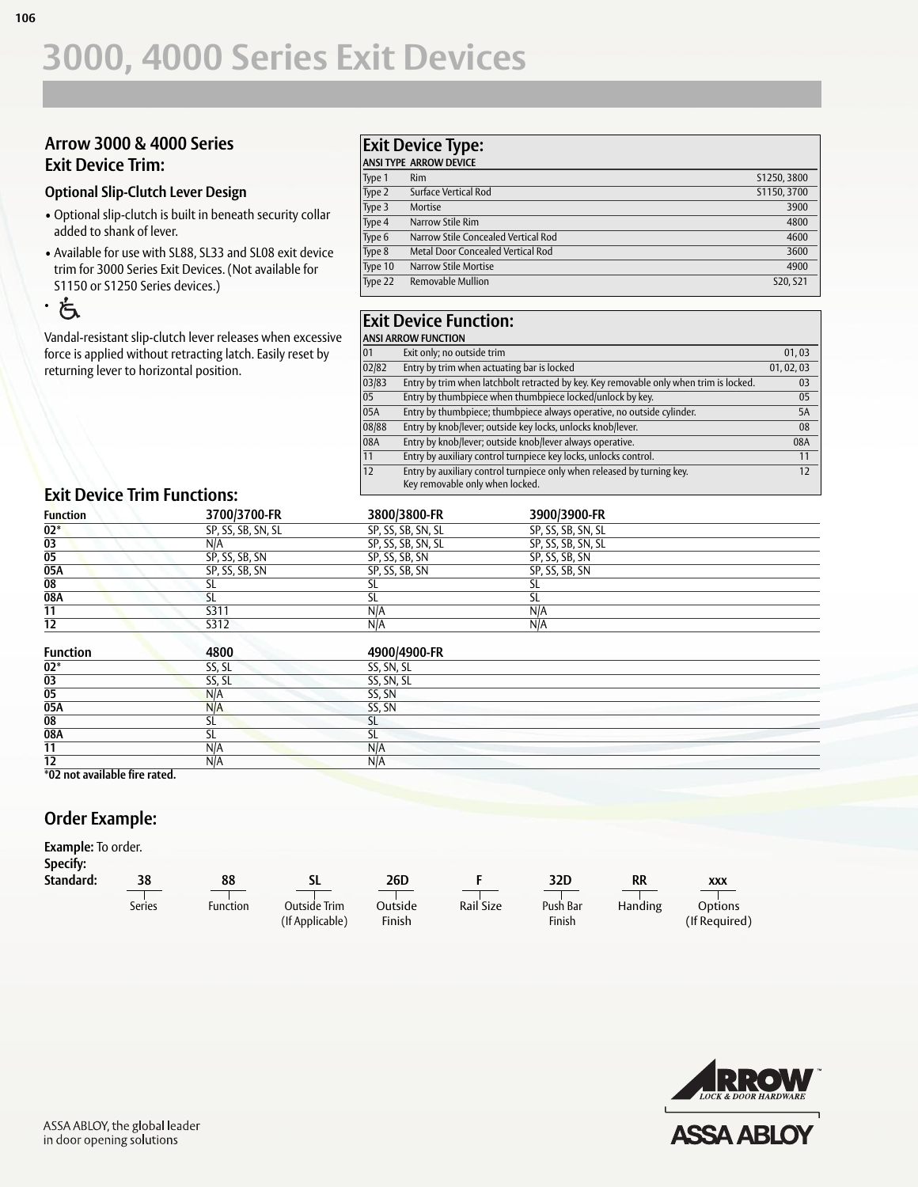# 3000, 4000 Series Exit Devices

## Arrow 3000 & 4000 Series Exit Device Trim:

### Optional Slip-Clutch Lever Design

- Optional slip-clutch is built in beneath security collar added to shank of lever.
- Available for use with SL88, SL33 and SL08 exit device trim for 3000 Series Exit Devices. (Not available for S1150 or S1250 Series devices.)
- ♿

Vandal-resistant slip-clutch lever releases when excessive force is applied without retracting latch. Easily reset by returning lever to horizontal position.

### Exit Device Type:

| ANSI TYPE | ARROW DEVICE | |
|---|---|---|
| Type 1 | Rim | S1250, 3800 |
| Type 2 | Surface Vertical Rod | S1150, 3700 |
| Type 3 | Mortise | 3900 |
| Type 4 | Narrow Stile Rim | 4800 |
| Type 6 | Narrow Stile Concealed Vertical Rod | 4600 |
| Type 8 | Metal Door Concealed Vertical Rod | 3600 |
| Type 10 | Narrow Stile Mortise | 4900 |
| Type 22 | Removable Mullion | S20, S21 |

### Exit Device Function:

| ANSI | ARROW FUNCTION | |
|---|---|---|
| 01 | Exit only; no outside trim | 01, 03 |
| 02/82 | Entry by trim when actuating bar is locked | 01, 02, 03 |
| 03/83 | Entry by trim when latchbolt retracted by key. Key removable only when trim is locked. | 03 |
| 05 | Entry by thumbpiece when thumbpiece locked/unlock by key. | 05 |
| 05A | Entry by thumbpiece; thumbpiece always operative, no outside cylinder. | 5A |
| 08/88 | Entry by knob/lever; outside key locks, unlocks knob/lever. | 08 |
| 08A | Entry by knob/lever; outside knob/lever always operative. | 08A |
| 11 | Entry by auxiliary control turnpiece key locks, unlocks control. | 11 |
| 12 | Entry by auxiliary control turnpiece only when released by turning key. Key removable only when locked. | 12 |

## Exit Device Trim Functions:

| Function | 3700/3700-FR | 3800/3800-FR | 3900/3900-FR |
|---|---|---|---|
| 02* | SP, SS, SB, SN, SL | SP, SS, SB, SN, SL | SP, SS, SB, SN, SL |
| 03 | N/A | SP, SS, SB, SN, SL | SP, SS, SB, SN, SL |
| 05 | SP, SS, SB, SN | SP, SS, SB, SN | SP, SS, SB, SN |
| 05A | SP, SS, SB, SN | SP, SS, SB, SN | SP, SS, SB, SN |
| 08 | SL | SL | SL |
| 08A | SL | SL | SL |
| 11 | S311 | N/A | N/A |
| 12 | S312 | N/A | N/A |

| Function | 4800 | 4900/4900-FR |
|---|---|---|
| 02* | SS, SL | SS, SN, SL |
| 03 | SS, SL | SS, SN, SL |
| 05 | N/A | SS, SN |
| 05A | N/A | SS, SN |
| 08 | SL | SL |
| 08A | SL | SL |
| 11 | N/A | N/A |
| 12 | N/A | N/A |

**\*02 not available fire rated.**

## Order Example:

**Example:** To order.
**Specify:**

| | | | | | | | | |
|---|---|---|---|---|---|---|---|---|
| **Standard:** | **38** | **88** | **SL** | **26D** | **F** | **32D** | **RR** | **xxx** |
| | Series | Function | Outside Trim (If Applicable) | Outside Finish | Rail Size | Push Bar Finish | Handing | Options (If Required) |

ASSA ABLOY, the global leader in door opening solutions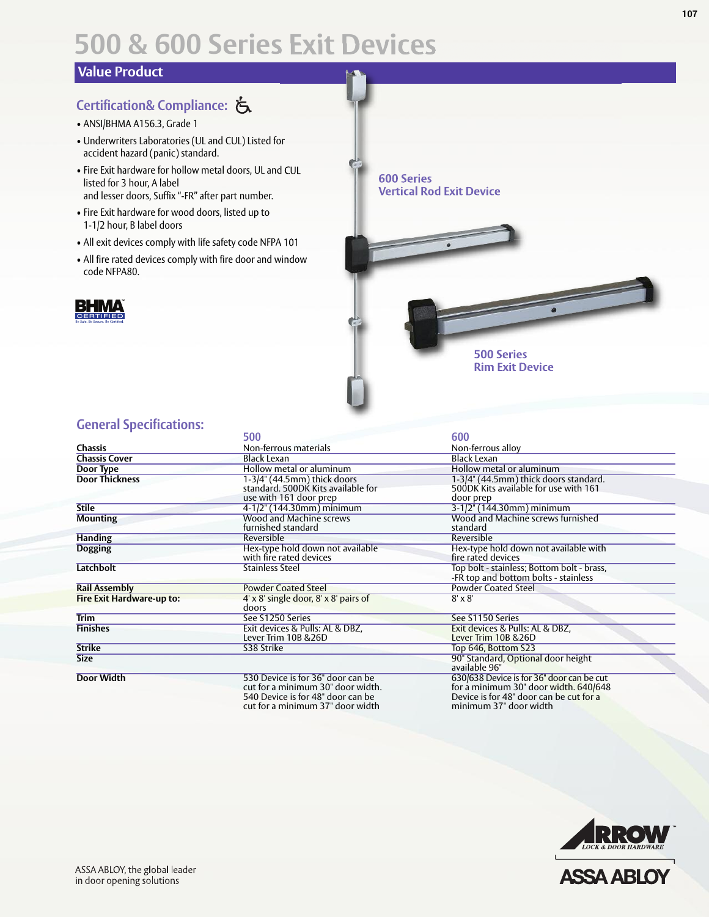# 500 & 600 Series Exit Devices

## Value Product

### Certification& Compliance:

- ANSI/BHMA A156.3, Grade 1
- Underwriters Laboratories (UL and CUL) Listed for accident hazard (panic) standard.
- Fire Exit hardware for hollow metal doors, UL and CUL listed for 3 hour, A label and lesser doors, Suffix "-FR" after part number.
- Fire Exit hardware for wood doors, listed up to 1-1/2 hour, B label doors
- All exit devices comply with life safety code NFPA 101
- All fire rated devices comply with fire door and window code NFPA80.

BHMA CERTIFIED

600 Series
Vertical Rod Exit Device

500 Series
Rim Exit Device

### General Specifications:

| | 500 | 600 |
|---|---|---|
| **Chassis** | Non-ferrous materials | Non-ferrous alloy |
| **Chassis Cover** | Black Lexan | Black Lexan |
| **Door Type** | Hollow metal or aluminum | Hollow metal or aluminum |
| **Door Thickness** | 1-3/4" (44.5mm) thick doors standard. 500DK Kits available for use with 161 door prep | 1-3/4" (44.5mm) thick doors standard. 500DK Kits available for use with 161 door prep |
| **Stile** | 4-1/2" (144.30mm) minimum | 3-1/2" (144.30mm) minimum |
| **Mounting** | Wood and Machine screws furnished standard | Wood and Machine screws furnished standard |
| **Handing** | Reversible | Reversible |
| **Dogging** | Hex-type hold down not available with fire rated devices | Hex-type hold down not available with fire rated devices |
| **Latchbolt** | Stainless Steel | Top bolt - stainless; Bottom bolt - brass, -FR top and bottom bolts - stainless |
| **Rail Assembly** | Powder Coated Steel | Powder Coated Steel |
| **Fire Exit Hardware-up to:** | 4' x 8' single door, 8' x 8' pairs of doors | 8' x 8' |
| **Trim** | See S1250 Series | See S1150 Series |
| **Finishes** | Exit devices & Pulls: AL & DBZ, Lever Trim 10B &26D | Exit devices & Pulls: AL & DBZ, Lever Trim 10B &26D |
| **Strike** | S38 Strike | Top 646, Bottom S23 |
| **Size** | | 90" Standard, Optional door height available 96" |
| **Door Width** | 530 Device is for 36" door can be cut for a minimum 30" door width. 540 Device is for 48" door can be cut for a minimum 37" door width | 630/638 Device is for 36" door can be cut for a minimum 30" door width. 640/648 Device is for 48" door can be cut for a minimum 37" door width |

ASSA ABLOY, the global leader in door opening solutions

ARROW LOCK & DOOR HARDWARE
ASSA ABLOY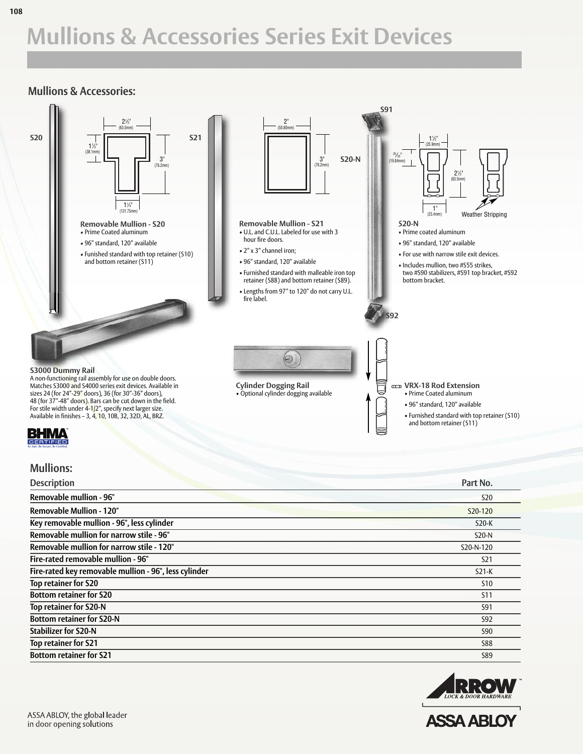# Mullions & Accessories Series Exit Devices

## Mullions & Accessories:

S20

2½" (63.5mm)
1½" (38.1mm)
3" (76.2mm)
1¼" (131.75mm)

S21

2" (50.80mm)
3" (76.2mm)

S91

S20-N

1½" (25.9mm)
25/32" (19.84mm)
2½" (63.5mm)
1" (25.4mm)
Weather Stripping

S92

**Removable Mullion - S20**

- Prime Coated aluminum
- 96" standard, 120" available
- Funished standard with top retainer (S10) and bottom retainer (S11)

**Removable Mullion - S21**

- U.L. and C.U.L. Labeled for use with 3 hour fire doors.
- 2" x 3" channel iron;
- 96" standard, 120" available
- Furnished standard with malleable iron top retainer (S88) and bottom retainer (S89).
- Lengths from 97" to 120" do not carry U.L. fire label.

**S20-N**

- Prime coated aluminum
- 96" standard, 120" available
- For use with narrow stile exit devices.
- Includes mullion, two #S55 strikes, two #S90 stabilizers, #S91 top bracket, #S92 bottom bracket.

**S3000 Dummy Rail**

A non-functioning rail assembly for use on double doors. Matches S3000 and S4000 series exit devices. Available in sizes 24 (for 24"-29" doors), 36 (for 30"-36" doors), 48 (for 37"-48" doors). Bars can be cut down in the field. For stile width under 4-1/2", specify next larger size. Available in finishes – 3, 4, 10, 10B, 32, 32D, AL, BRZ.

**Cylinder Dogging Rail**

- Optional cylinder dogging available

**VRX-18 Rod Extension**

- Prime Coated aluminum
- 96" standard, 120" available
- Furnished standard with top retainer (S10) and bottom retainer (S11)

BHMA CERTIFIED — Be Safe. Be Secure. Be Certified.

## Mullions:

| Description | Part No. |
|---|---|
| **Removable mullion - 96"** | S20 |
| **Removable Mullion - 120"** | S20-120 |
| **Key removable mullion - 96", less cylinder** | S20-K |
| **Removable mullion for narrow stile - 96"** | S20-N |
| **Removable mullion for narrow stile - 120"** | S20-N-120 |
| **Fire-rated removable mullion - 96"** | S21 |
| **Fire-rated key removable mullion - 96", less cylinder** | S21-K |
| **Top retainer for S20** | S10 |
| **Bottom retainer for S20** | S11 |
| **Top retainer for S20-N** | S91 |
| **Bottom retainer for S20-N** | S92 |
| **Stabilizer for S20-N** | S90 |
| **Top retainer for S21** | S88 |
| **Bottom retainer for S21** | S89 |

ASSA ABLOY, the global leader in door opening solutions

ARROW LOCK & DOOR HARDWARE
ASSA ABLOY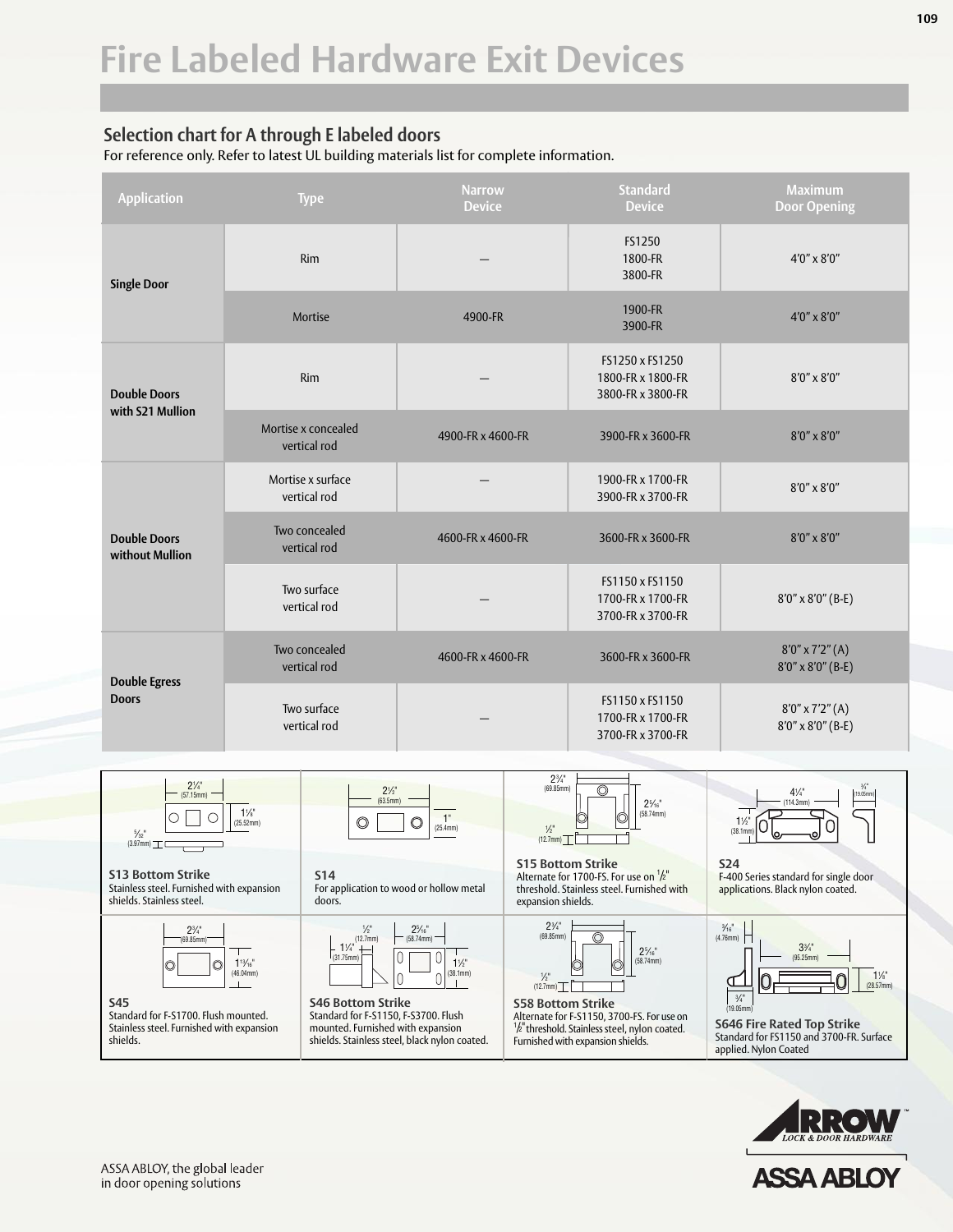# Fire Labeled Hardware Exit Devices

## Selection chart for A through E labeled doors

For reference only. Refer to latest UL building materials list for complete information.

| Application | Type | Narrow Device | Standard Device | Maximum Door Opening |
|---|---|---|---|---|
| Single Door | Rim | — | FS1250<br>1800-FR<br>3800-FR | 4'0" x 8'0" |
| | Mortise | 4900-FR | 1900-FR<br>3900-FR | 4'0" x 8'0" |
| Double Doors with S21 Mullion | Rim | — | FS1250 x FS1250<br>1800-FR x 1800-FR<br>3800-FR x 3800-FR | 8'0" x 8'0" |
| | Mortise x concealed vertical rod | 4900-FR x 4600-FR | 3900-FR x 3600-FR | 8'0" x 8'0" |
| Double Doors without Mullion | Mortise x surface vertical rod | — | 1900-FR x 1700-FR<br>3900-FR x 3700-FR | 8'0" x 8'0" |
| | Two concealed vertical rod | 4600-FR x 4600-FR | 3600-FR x 3600-FR | 8'0" x 8'0" |
| | Two surface vertical rod | — | FS1150 x FS1150<br>1700-FR x 1700-FR<br>3700-FR x 3700-FR | 8'0" x 8'0" (B-E) |
| Double Egress Doors | Two concealed vertical rod | 4600-FR x 4600-FR | 3600-FR x 3600-FR | 8'0" x 7'2" (A)<br>8'0" x 8'0" (B-E) |
| | Two surface vertical rod | — | FS1150 x FS1150<br>1700-FR x 1700-FR<br>3700-FR x 3700-FR | 8'0" x 7'2" (A)<br>8'0" x 8'0" (B-E) |

2¼" (57.15mm)
1⅛" (25.52mm)
5/32" (3.97mm)

**S13 Bottom Strike**
Stainless steel. Furnished with expansion shields. Stainless steel.

2½" (63.5mm)
1" (25.4mm)

**S14**
For application to wood or hollow metal doors.

2¾" (69.85mm)
25/16" (58.74mm)
½" (12.7mm)

**S15 Bottom Strike**
Alternate for 1700-FS. For use on ½" threshold. Stainless steel. Furnished with expansion shields.

4½" (114.3mm)
¾" (19.05mm)
1½" (38.1mm)

**S24**
F-400 Series standard for single door applications. Black nylon coated.

2¾" (69.85mm)
1 13/16" (46.04mm)

**S45**
Standard for F-S1700. Flush mounted. Stainless steel. Furnished with expansion shields.

½" (12.7mm)
2 5/16" (58.74mm)
1¼" (31.75mm)
1½" (38.1mm)

**S46 Bottom Strike**
Standard for F-S1150, F-S3700. Flush mounted. Furnished with expansion shields. Stainless steel, black nylon coated.

2¾" (69.85mm)
2 5/16" (58.74mm)
½" (12.7mm)

**S58 Bottom Strike**
Alternate for F-S1150, 3700-FS. For use on ½" threshold. Stainless steel, nylon coated. Furnished with expansion shields.

3/16" (4.76mm)
3¾" (95.25mm)
1⅛" (28.57mm)
¾" (19.05mm)

**S646 Fire Rated Top Strike**
Standard for FS1150 and 3700-FR. Surface applied. Nylon Coated

ASSA ABLOY, the global leader in door opening solutions

ARROW LOCK & DOOR HARDWARE
ASSA ABLOY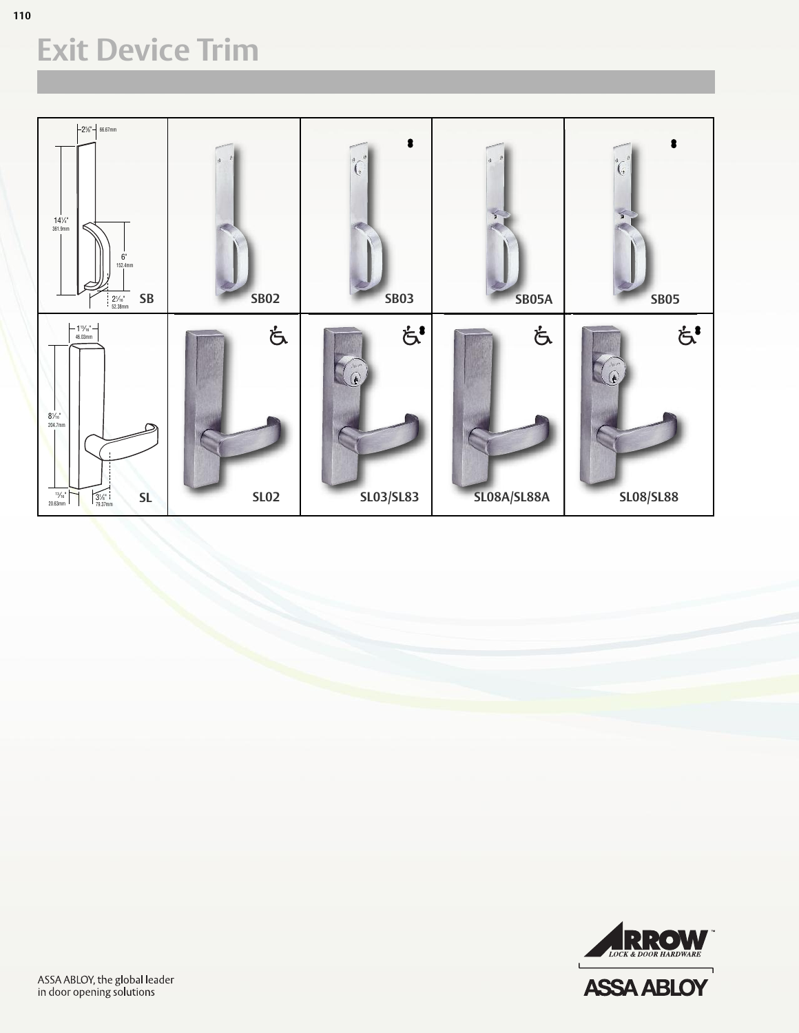# Exit Device Trim

| | | | | |
|---|---|---|---|---|
| 2⅝" 66.67mm<br>14¼" 361.9mm<br>6" 152.4mm<br>2$^{1}/_{16}$" 52.38mm<br>SB | SB02 | SB03 | SB05A | SB05 |
| 1$^{13}/_{16}$" 46.03mm<br>8$^{1}/_{16}$" 204.7mm<br>$^{13}/_{16}$" 20.63mm<br>3⅛" 79.37mm<br>SL | SL02 | SL03/SL83 | SL08A/SL88A | SL08/SL88 |

ASSA ABLOY, the global leader in door opening solutions

ARROW LOCK & DOOR HARDWARE

ASSA ABLOY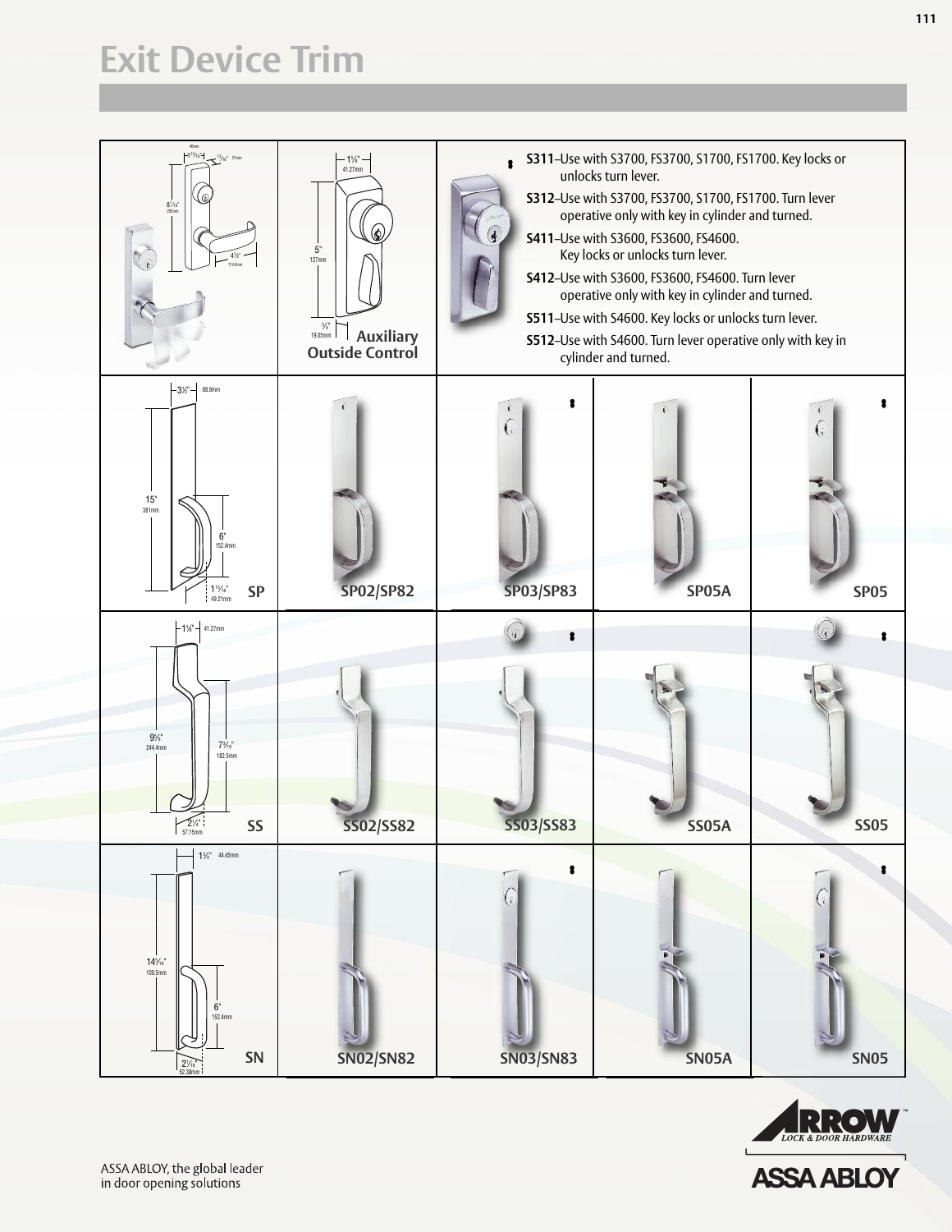# Exit Device Trim

**Auxiliary Outside Control**

**S311**–Use with S3700, FS3700, S1700, FS1700. Key locks or unlocks turn lever.

**S312**–Use with S3700, FS3700, S1700, FS1700. Turn lever operative only with key in cylinder and turned.

**S411**–Use with S3600, FS3600, FS4600. Key locks or unlocks turn lever.

**S412**–Use with S3600, FS3600, FS4600. Turn lever operative only with key in cylinder and turned.

**S511**–Use with S4600. Key locks or unlocks turn lever.

**S512**–Use with S4600. Turn lever operative only with key in cylinder and turned.

| | | | | |
|---|---|---|---|---|
| **SP** | **SP02/SP82** | **SP03/SP83** | **SP05A** | **SP05** |
| **SS** | **SS02/SS82** | **SS03/SS83** | **SS05A** | **SS05** |
| **SN** | **SN02/SN82** | **SN03/SN83** | **SN05A** | **SN05** |

ASSA ABLOY, the global leader in door opening solutions

ARROW LOCK & DOOR HARDWARE
ASSA ABLOY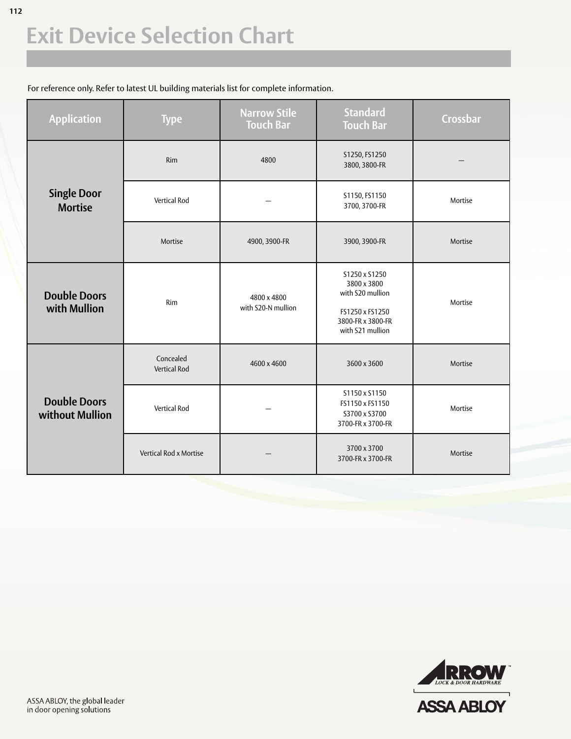# Exit Device Selection Chart

For reference only. Refer to latest UL building materials list for complete information.

| Application | Type | Narrow Stile Touch Bar | Standard Touch Bar | Crossbar |
|---|---|---|---|---|
| Single Door Mortise | Rim | 4800 | S1250, FS1250<br>3800, 3800-FR | — |
| | Vertical Rod | — | S1150, FS1150<br>3700, 3700-FR | Mortise |
| | Mortise | 4900, 3900-FR | 3900, 3900-FR | Mortise |
| Double Doors with Mullion | Rim | 4800 x 4800<br>with S20-N mullion | S1250 x S1250<br>3800 x 3800<br>with S20 mullion<br><br>FS1250 x FS1250<br>3800-FR x 3800-FR<br>with S21 mullion | Mortise |
| Double Doors without Mullion | Concealed Vertical Rod | 4600 x 4600 | 3600 x 3600 | Mortise |
| | Vertical Rod | — | S1150 x S1150<br>FS1150 x FS1150<br>S3700 x S3700<br>3700-FR x 3700-FR | Mortise |
| | Vertical Rod x Mortise | — | 3700 x 3700<br>3700-FR x 3700-FR | Mortise |

ASSA ABLOY, the global leader in door opening solutions

ARROW LOCK & DOOR HARDWARE

ASSA ABLOY